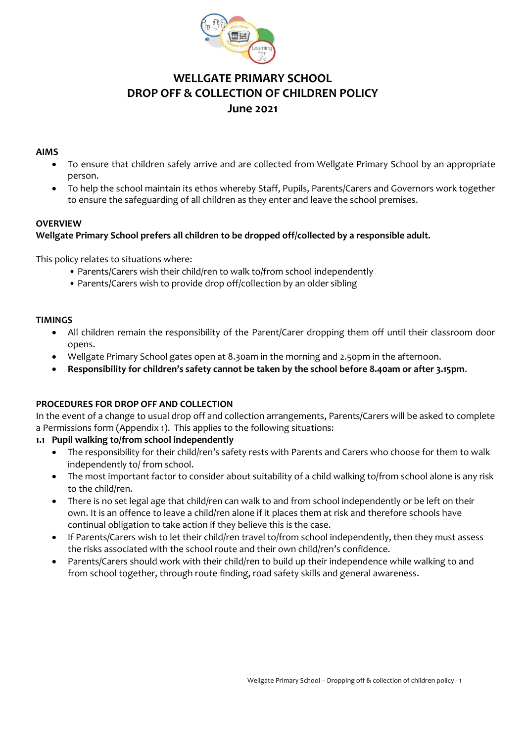# WELLGATE PRIMARY SCHOOL
# DROP OFF & COLLECTION OF CHILDREN POLICY
## June 2021

### AIMS

- To ensure that children safely arrive and are collected from Wellgate Primary School by an appropriate person.
- To help the school maintain its ethos whereby Staff, Pupils, Parents/Carers and Governors work together to ensure the safeguarding of all children as they enter and leave the school premises.

### OVERVIEW

**Wellgate Primary School prefers all children to be dropped off/collected by a responsible adult.**

This policy relates to situations where:

- Parents/Carers wish their child/ren to walk to/from school independently
- Parents/Carers wish to provide drop off/collection by an older sibling

### TIMINGS

- All children remain the responsibility of the Parent/Carer dropping them off until their classroom door opens.
- Wellgate Primary School gates open at 8.30am in the morning and 2.50pm in the afternoon.
- **Responsibility for children's safety cannot be taken by the school before 8.40am or after 3.15pm**.

### PROCEDURES FOR DROP OFF AND COLLECTION

In the event of a change to usual drop off and collection arrangements, Parents/Carers will be asked to complete a Permissions form (Appendix 1). This applies to the following situations:

**1.1 Pupil walking to/from school independently**

- The responsibility for their child/ren's safety rests with Parents and Carers who choose for them to walk independently to/ from school.
- The most important factor to consider about suitability of a child walking to/from school alone is any risk to the child/ren.
- There is no set legal age that child/ren can walk to and from school independently or be left on their own. It is an offence to leave a child/ren alone if it places them at risk and therefore schools have continual obligation to take action if they believe this is the case.
- If Parents/Carers wish to let their child/ren travel to/from school independently, then they must assess the risks associated with the school route and their own child/ren's confidence.
- Parents/Carers should work with their child/ren to build up their independence while walking to and from school together, through route finding, road safety skills and general awareness.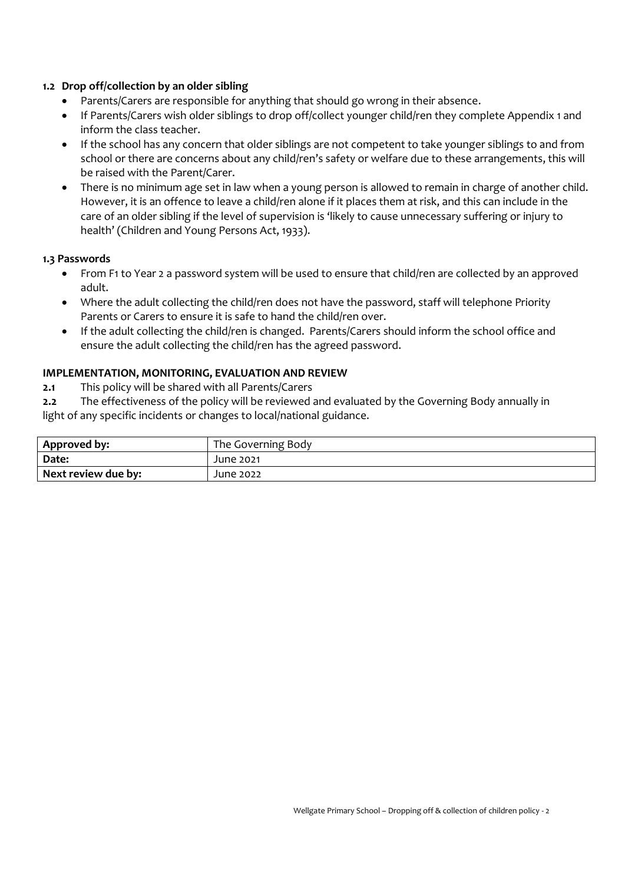### 1.2 Drop off/collection by an older sibling

- Parents/Carers are responsible for anything that should go wrong in their absence.
- If Parents/Carers wish older siblings to drop off/collect younger child/ren they complete Appendix 1 and inform the class teacher.
- If the school has any concern that older siblings are not competent to take younger siblings to and from school or there are concerns about any child/ren's safety or welfare due to these arrangements, this will be raised with the Parent/Carer.
- There is no minimum age set in law when a young person is allowed to remain in charge of another child. However, it is an offence to leave a child/ren alone if it places them at risk, and this can include in the care of an older sibling if the level of supervision is 'likely to cause unnecessary suffering or injury to health' (Children and Young Persons Act, 1933).

### 1.3 Passwords

- From F1 to Year 2 a password system will be used to ensure that child/ren are collected by an approved adult.
- Where the adult collecting the child/ren does not have the password, staff will telephone Priority Parents or Carers to ensure it is safe to hand the child/ren over.
- If the adult collecting the child/ren is changed. Parents/Carers should inform the school office and ensure the adult collecting the child/ren has the agreed password.

## IMPLEMENTATION, MONITORING, EVALUATION AND REVIEW

**2.1** This policy will be shared with all Parents/Carers

**2.2** The effectiveness of the policy will be reviewed and evaluated by the Governing Body annually in light of any specific incidents or changes to local/national guidance.

| | |
|---|---|
| **Approved by:** | The Governing Body |
| **Date:** | June 2021 |
| **Next review due by:** | June 2022 |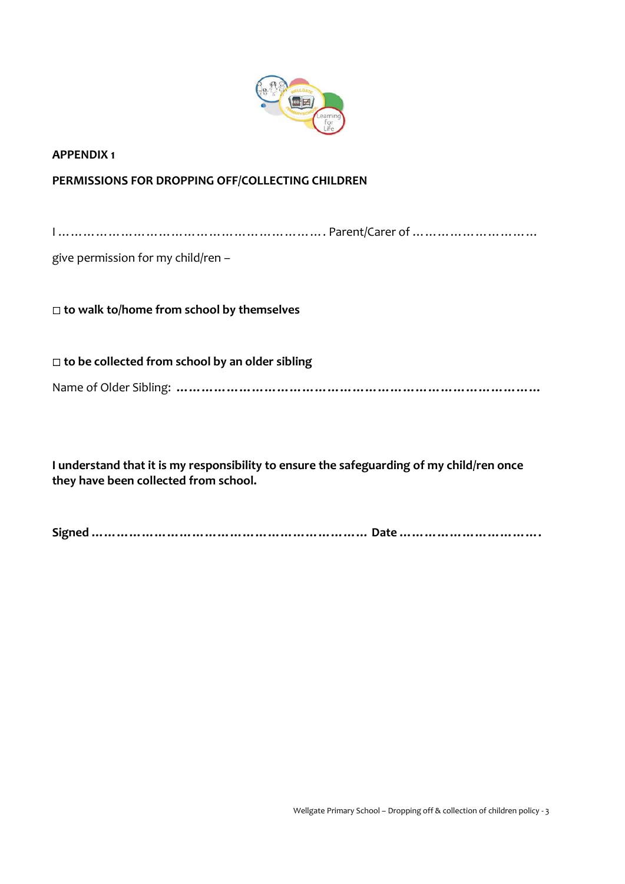**APPENDIX 1**

**PERMISSIONS FOR DROPPING OFF/COLLECTING CHILDREN**

I ………………………………………………………. Parent/Carer of …………………………

give permission for my child/ren –

☐ **to walk to/home from school by themselves**

☐ **to be collected from school by an older sibling**

Name of Older Sibling: **……………………………………………………………………………**

**I understand that it is my responsibility to ensure the safeguarding of my child/ren once they have been collected from school.**

**Signed ………………………………………………………… Date …………………………….**